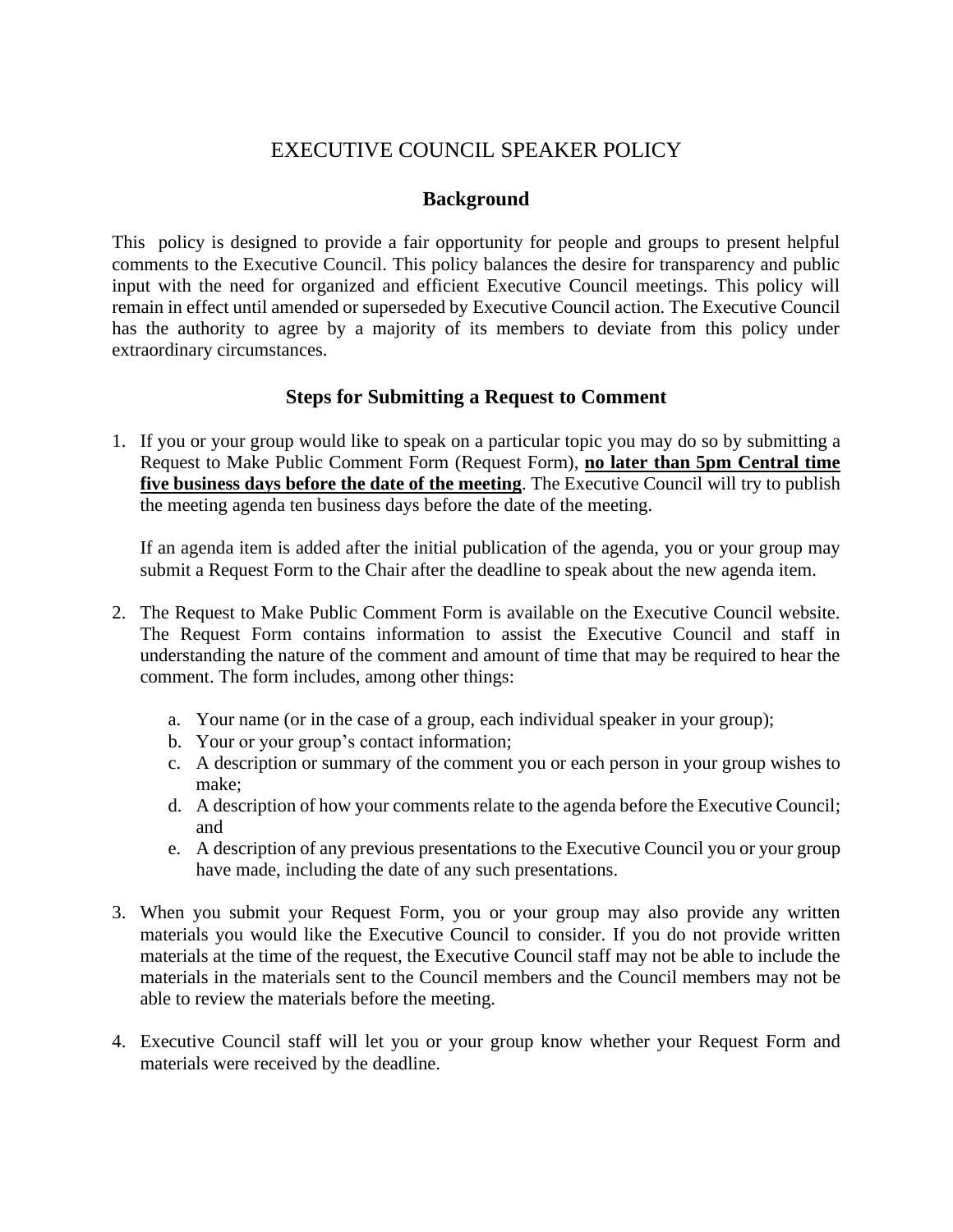# EXECUTIVE COUNCIL SPEAKER POLICY

## Background

This policy is designed to provide a fair opportunity for people and groups to present helpful comments to the Executive Council. This policy balances the desire for transparency and public input with the need for organized and efficient Executive Council meetings. This policy will remain in effect until amended or superseded by Executive Council action. The Executive Council has the authority to agree by a majority of its members to deviate from this policy under extraordinary circumstances.

## Steps for Submitting a Request to Comment

1. If you or your group would like to speak on a particular topic you may do so by submitting a Request to Make Public Comment Form (Request Form), **no later than 5pm Central time five business days before the date of the meeting**. The Executive Council will try to publish the meeting agenda ten business days before the date of the meeting.

   If an agenda item is added after the initial publication of the agenda, you or your group may submit a Request Form to the Chair after the deadline to speak about the new agenda item.

2. The Request to Make Public Comment Form is available on the Executive Council website. The Request Form contains information to assist the Executive Council and staff in understanding the nature of the comment and amount of time that may be required to hear the comment. The form includes, among other things:

   a. Your name (or in the case of a group, each individual speaker in your group);
   b. Your or your group's contact information;
   c. A description or summary of the comment you or each person in your group wishes to make;
   d. A description of how your comments relate to the agenda before the Executive Council; and
   e. A description of any previous presentations to the Executive Council you or your group have made, including the date of any such presentations.

3. When you submit your Request Form, you or your group may also provide any written materials you would like the Executive Council to consider. If you do not provide written materials at the time of the request, the Executive Council staff may not be able to include the materials in the materials sent to the Council members and the Council members may not be able to review the materials before the meeting.

4. Executive Council staff will let you or your group know whether your Request Form and materials were received by the deadline.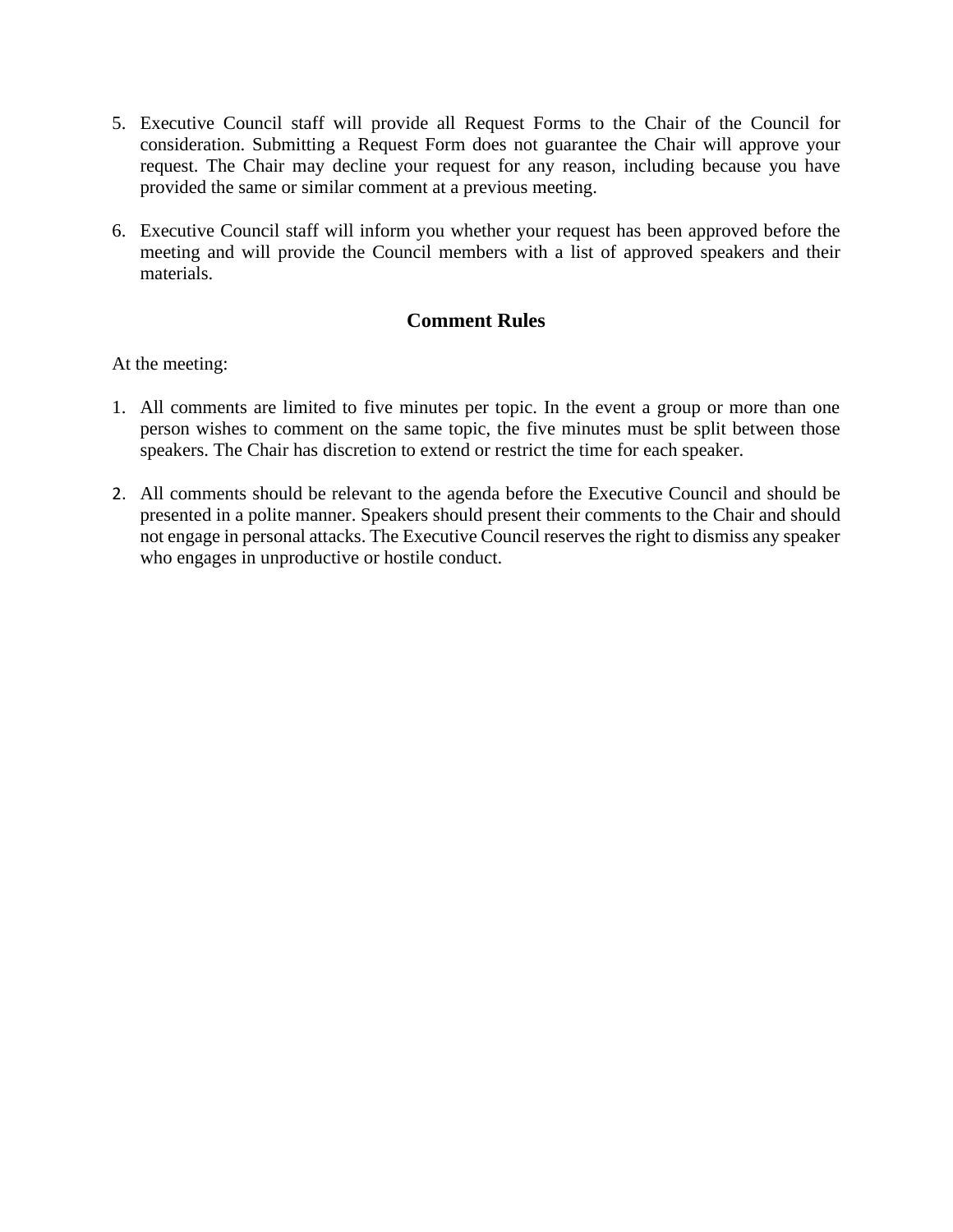5. Executive Council staff will provide all Request Forms to the Chair of the Council for consideration. Submitting a Request Form does not guarantee the Chair will approve your request. The Chair may decline your request for any reason, including because you have provided the same or similar comment at a previous meeting.

6. Executive Council staff will inform you whether your request has been approved before the meeting and will provide the Council members with a list of approved speakers and their materials.

## Comment Rules

At the meeting:

1. All comments are limited to five minutes per topic. In the event a group or more than one person wishes to comment on the same topic, the five minutes must be split between those speakers. The Chair has discretion to extend or restrict the time for each speaker.

2. All comments should be relevant to the agenda before the Executive Council and should be presented in a polite manner. Speakers should present their comments to the Chair and should not engage in personal attacks. The Executive Council reserves the right to dismiss any speaker who engages in unproductive or hostile conduct.